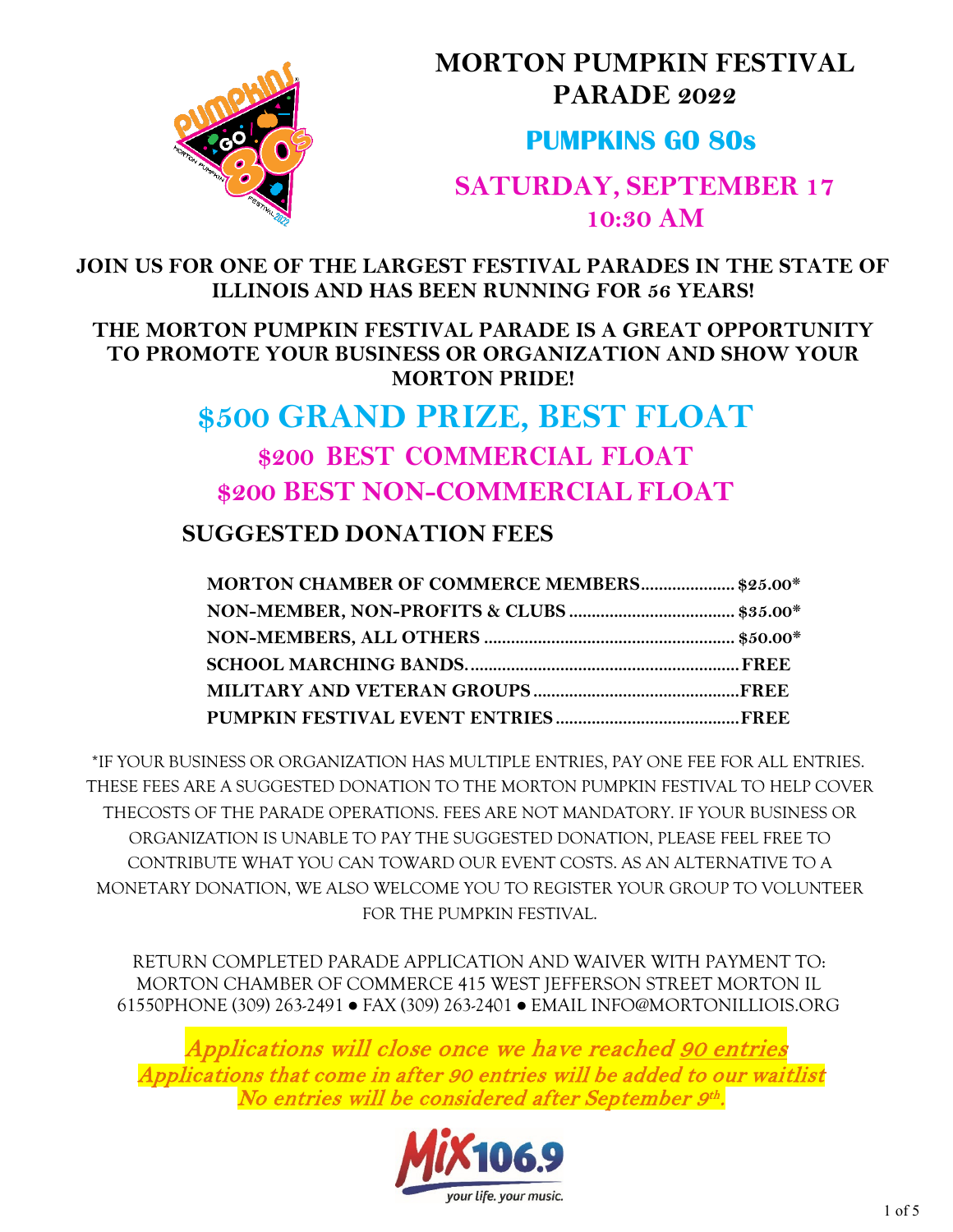# MORTON PUMPKIN FESTIVAL PARADE 2022

## PUMPKINS GO 80s

## SATURDAY, SEPTEMBER 17
## 10:30 AM

**JOIN US FOR ONE OF THE LARGEST FESTIVAL PARADES IN THE STATE OF ILLINOIS AND HAS BEEN RUNNING FOR 56 YEARS!**

**THE MORTON PUMPKIN FESTIVAL PARADE IS A GREAT OPPORTUNITY TO PROMOTE YOUR BUSINESS OR ORGANIZATION AND SHOW YOUR MORTON PRIDE!**

# $500 GRAND PRIZE, BEST FLOAT

## $200 BEST COMMERCIAL FLOAT

## $200 BEST NON-COMMERCIAL FLOAT

### SUGGESTED DONATION FEES

| | |
|---|---|
| MORTON CHAMBER OF COMMERCE MEMBERS | $25.00* |
| NON-MEMBER, NON-PROFITS & CLUBS | $35.00* |
| NON-MEMBERS, ALL OTHERS | $50.00* |
| SCHOOL MARCHING BANDS | FREE |
| MILITARY AND VETERAN GROUPS | FREE |
| PUMPKIN FESTIVAL EVENT ENTRIES | FREE |

*IF YOUR BUSINESS OR ORGANIZATION HAS MULTIPLE ENTRIES, PAY ONE FEE FOR ALL ENTRIES. THESE FEES ARE A SUGGESTED DONATION TO THE MORTON PUMPKIN FESTIVAL TO HELP COVER THECOSTS OF THE PARADE OPERATIONS. FEES ARE NOT MANDATORY. IF YOUR BUSINESS OR ORGANIZATION IS UNABLE TO PAY THE SUGGESTED DONATION, PLEASE FEEL FREE TO CONTRIBUTE WHAT YOU CAN TOWARD OUR EVENT COSTS. AS AN ALTERNATIVE TO A MONETARY DONATION, WE ALSO WELCOME YOU TO REGISTER YOUR GROUP TO VOLUNTEER FOR THE PUMPKIN FESTIVAL.

RETURN COMPLETED PARADE APPLICATION AND WAIVER WITH PAYMENT TO: MORTON CHAMBER OF COMMERCE 415 WEST JEFFERSON STREET MORTON IL 61550PHONE (309) 263-2491 ● FAX (309) 263-2401 ● EMAIL INFO@MORTONILLIOIS.ORG

***Applications will close once we have reached 90 entries***
***Applications that come in after 90 entries will be added to our waitlist***
***No entries will be considered after September 9th.***

Mix 106.9 your life. your music.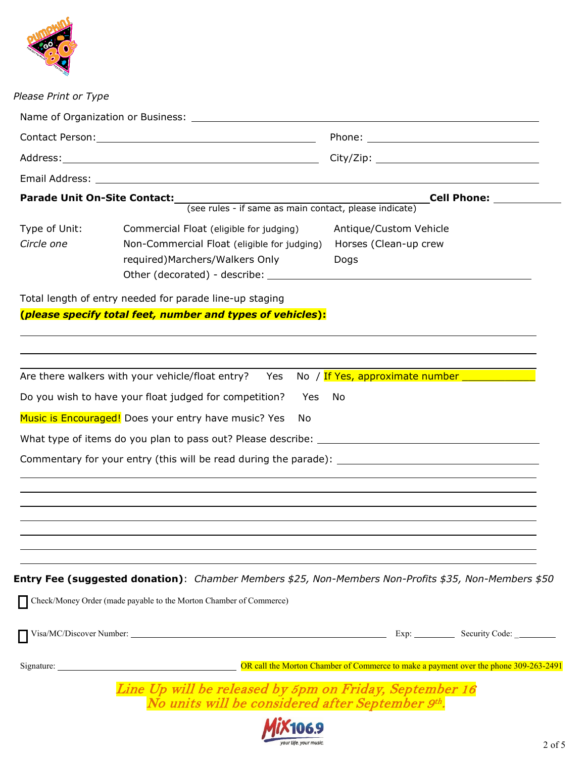*Please Print or Type*

Name of Organization or Business: ______________________________________________

Contact Person: ______________________________ Phone: ______________________

Address: ____________________________________ City/Zip: ____________________

Email Address: ______________________________________________________________

**Parade Unit On-Site Contact:** ______________________________ **Cell Phone:** __________
(see rules - if same as main contact, please indicate)

Type of Unit: *Circle one*

- Commercial Float (eligible for judging)
- Non-Commercial Float (eligible for judging)
- Marchers/Walkers Only
- Antique/Custom Vehicle
- Horses (Clean-up crew required)
- Dogs
- Other (decorated) - describe: ______________________________________

Total length of entry needed for parade line-up staging
**(*please specify total feet, number and types of vehicles*):**

______________________________________________________________________

______________________________________________________________________

______________________________________________________________________

Are there walkers with your vehicle/float entry? Yes No / If Yes, approximate number __________

Do you wish to have your float judged for competition? Yes No

Music is Encouraged! Does your entry have music? Yes No

What type of items do you plan to pass out? Please describe: ______________________________

Commentary for your entry (this will be read during the parade): __________________________

______________________________________________________________________

______________________________________________________________________

______________________________________________________________________

______________________________________________________________________

______________________________________________________________________

______________________________________________________________________

______________________________________________________________________

**Entry Fee (suggested donation)**: *Chamber Members $25, Non-Members Non-Profits $35, Non-Members $50*

☐ Check/Money Order (made payable to the Morton Chamber of Commerce)

☐ Visa/MC/Discover Number: ______________________________ Exp: ________ Security Code: ________

Signature: ______________________________ OR call the Morton Chamber of Commerce to make a payment over the phone 309-263-2491

***Line Up will be released by 5pm on Friday, September 16***
***No units will be considered after September 9th.***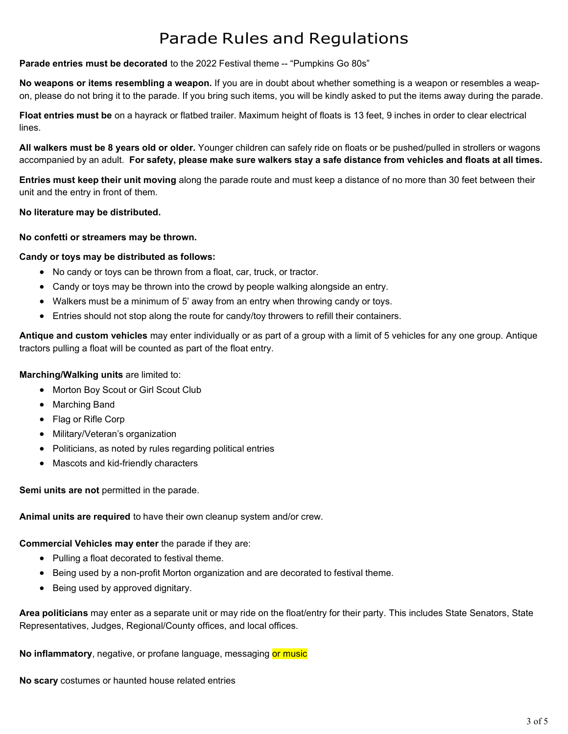# Parade Rules and Regulations

**Parade entries must be decorated** to the 2022 Festival theme -- "Pumpkins Go 80s"

**No weapons or items resembling a weapon.** If you are in doubt about whether something is a weapon or resembles a weapon, please do not bring it to the parade. If you bring such items, you will be kindly asked to put the items away during the parade.

**Float entries must be** on a hayrack or flatbed trailer. Maximum height of floats is 13 feet, 9 inches in order to clear electrical lines.

**All walkers must be 8 years old or older.** Younger children can safely ride on floats or be pushed/pulled in strollers or wagons accompanied by an adult. **For safety, please make sure walkers stay a safe distance from vehicles and floats at all times.**

**Entries must keep their unit moving** along the parade route and must keep a distance of no more than 30 feet between their unit and the entry in front of them.

**No literature may be distributed.**

**No confetti or streamers may be thrown.**

**Candy or toys may be distributed as follows:**

- No candy or toys can be thrown from a float, car, truck, or tractor.
- Candy or toys may be thrown into the crowd by people walking alongside an entry.
- Walkers must be a minimum of 5' away from an entry when throwing candy or toys.
- Entries should not stop along the route for candy/toy throwers to refill their containers.

**Antique and custom vehicles** may enter individually or as part of a group with a limit of 5 vehicles for any one group. Antique tractors pulling a float will be counted as part of the float entry.

**Marching/Walking units** are limited to:

- Morton Boy Scout or Girl Scout Club
- Marching Band
- Flag or Rifle Corp
- Military/Veteran's organization
- Politicians, as noted by rules regarding political entries
- Mascots and kid-friendly characters

**Semi units are not** permitted in the parade.

**Animal units are required** to have their own cleanup system and/or crew.

**Commercial Vehicles may enter** the parade if they are:

- Pulling a float decorated to festival theme.
- Being used by a non-profit Morton organization and are decorated to festival theme.
- Being used by approved dignitary.

**Area politicians** may enter as a separate unit or may ride on the float/entry for their party. This includes State Senators, State Representatives, Judges, Regional/County offices, and local offices.

**No inflammatory**, negative, or profane language, messaging or music

**No scary** costumes or haunted house related entries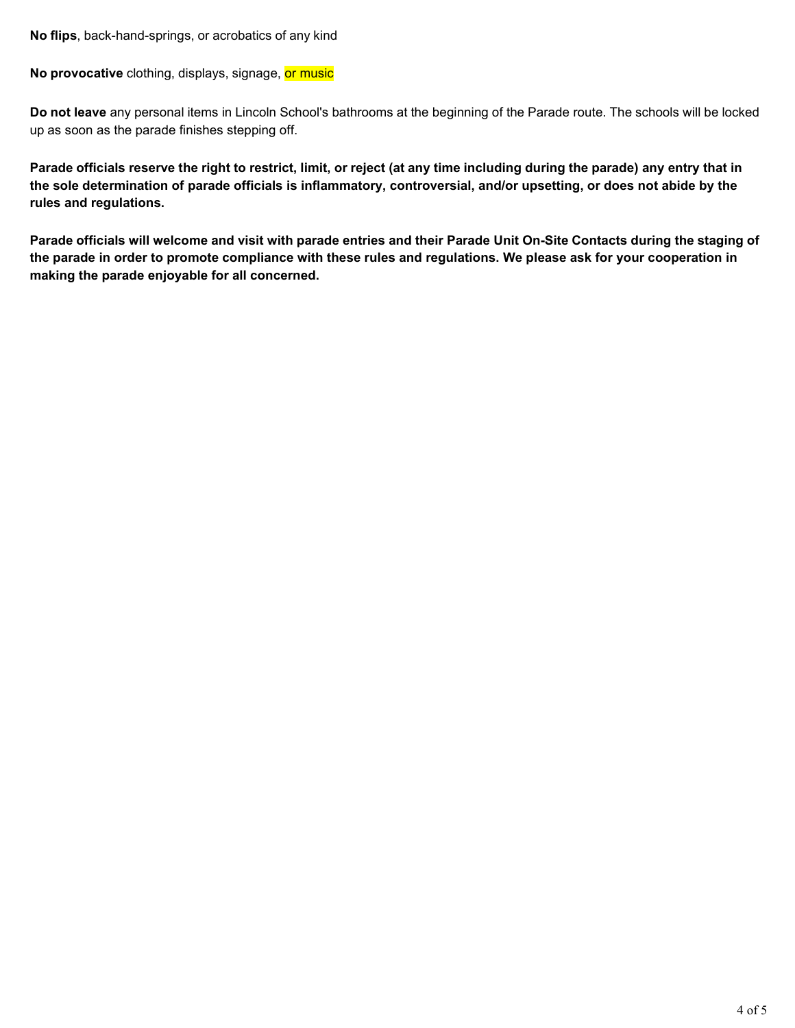**No flips**, back-hand-springs, or acrobatics of any kind

**No provocative** clothing, displays, signage, or music

**Do not leave** any personal items in Lincoln School's bathrooms at the beginning of the Parade route. The schools will be locked up as soon as the parade finishes stepping off.

**Parade officials reserve the right to restrict, limit, or reject (at any time including during the parade) any entry that in the sole determination of parade officials is inflammatory, controversial, and/or upsetting, or does not abide by the rules and regulations.**

**Parade officials will welcome and visit with parade entries and their Parade Unit On-Site Contacts during the staging of the parade in order to promote compliance with these rules and regulations. We please ask for your cooperation in making the parade enjoyable for all concerned.**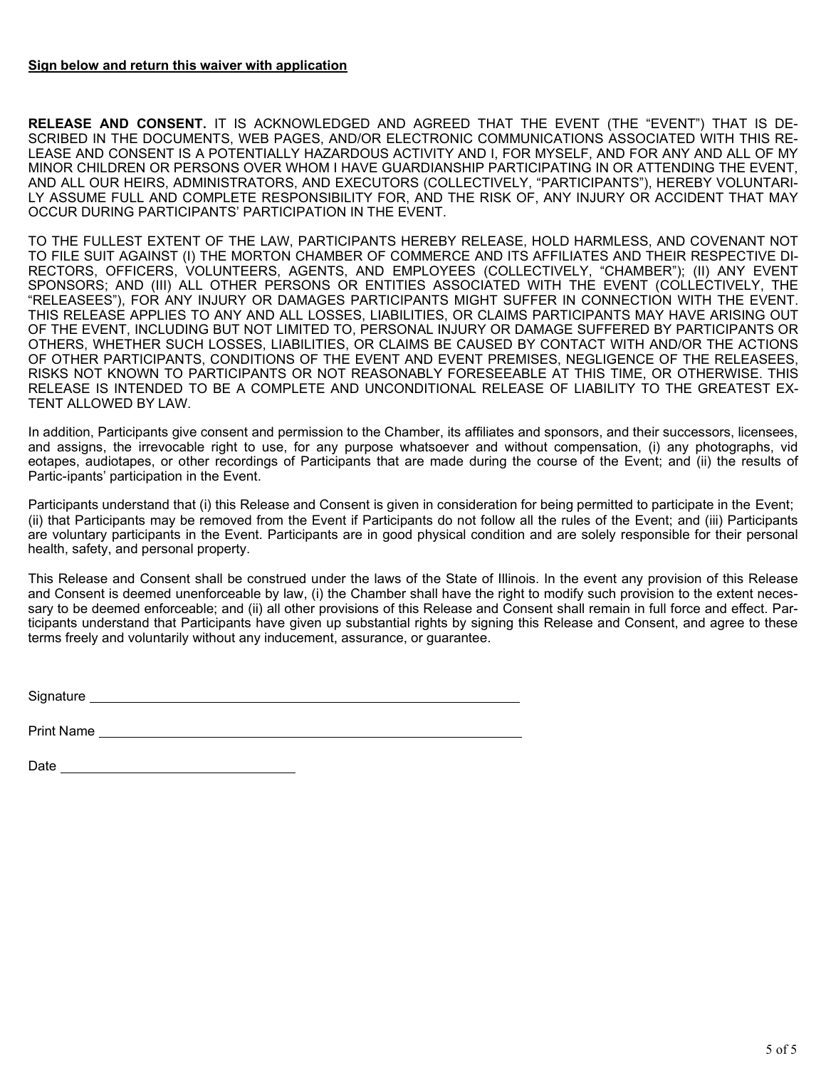**Sign below and return this waiver with application**

**RELEASE AND CONSENT.** IT IS ACKNOWLEDGED AND AGREED THAT THE EVENT (THE "EVENT") THAT IS DESCRIBED IN THE DOCUMENTS, WEB PAGES, AND/OR ELECTRONIC COMMUNICATIONS ASSOCIATED WITH THIS RELEASE AND CONSENT IS A POTENTIALLY HAZARDOUS ACTIVITY AND I, FOR MYSELF, AND FOR ANY AND ALL OF MY MINOR CHILDREN OR PERSONS OVER WHOM I HAVE GUARDIANSHIP PARTICIPATING IN OR ATTENDING THE EVENT, AND ALL OUR HEIRS, ADMINISTRATORS, AND EXECUTORS (COLLECTIVELY, "PARTICIPANTS"), HEREBY VOLUNTARILY ASSUME FULL AND COMPLETE RESPONSIBILITY FOR, AND THE RISK OF, ANY INJURY OR ACCIDENT THAT MAY OCCUR DURING PARTICIPANTS' PARTICIPATION IN THE EVENT.

TO THE FULLEST EXTENT OF THE LAW, PARTICIPANTS HEREBY RELEASE, HOLD HARMLESS, AND COVENANT NOT TO FILE SUIT AGAINST (I) THE MORTON CHAMBER OF COMMERCE AND ITS AFFILIATES AND THEIR RESPECTIVE DIRECTORS, OFFICERS, VOLUNTEERS, AGENTS, AND EMPLOYEES (COLLECTIVELY, "CHAMBER"); (II) ANY EVENT SPONSORS; AND (III) ALL OTHER PERSONS OR ENTITIES ASSOCIATED WITH THE EVENT (COLLECTIVELY, THE "RELEASEES"), FOR ANY INJURY OR DAMAGES PARTICIPANTS MIGHT SUFFER IN CONNECTION WITH THE EVENT. THIS RELEASE APPLIES TO ANY AND ALL LOSSES, LIABILITIES, OR CLAIMS PARTICIPANTS MAY HAVE ARISING OUT OF THE EVENT, INCLUDING BUT NOT LIMITED TO, PERSONAL INJURY OR DAMAGE SUFFERED BY PARTICIPANTS OR OTHERS, WHETHER SUCH LOSSES, LIABILITIES, OR CLAIMS BE CAUSED BY CONTACT WITH AND/OR THE ACTIONS OF OTHER PARTICIPANTS, CONDITIONS OF THE EVENT AND EVENT PREMISES, NEGLIGENCE OF THE RELEASEES, RISKS NOT KNOWN TO PARTICIPANTS OR NOT REASONABLY FORESEEABLE AT THIS TIME, OR OTHERWISE. THIS RELEASE IS INTENDED TO BE A COMPLETE AND UNCONDITIONAL RELEASE OF LIABILITY TO THE GREATEST EXTENT ALLOWED BY LAW.

In addition, Participants give consent and permission to the Chamber, its affiliates and sponsors, and their successors, licensees, and assigns, the irrevocable right to use, for any purpose whatsoever and without compensation, (i) any photographs, vid eotapes, audiotapes, or other recordings of Participants that are made during the course of the Event; and (ii) the results of Partic-ipants' participation in the Event.

Participants understand that (i) this Release and Consent is given in consideration for being permitted to participate in the Event; (ii) that Participants may be removed from the Event if Participants do not follow all the rules of the Event; and (iii) Participants are voluntary participants in the Event. Participants are in good physical condition and are solely responsible for their personal health, safety, and personal property.

This Release and Consent shall be construed under the laws of the State of Illinois. In the event any provision of this Release and Consent is deemed unenforceable by law, (i) the Chamber shall have the right to modify such provision to the extent necessary to be deemed enforceable; and (ii) all other provisions of this Release and Consent shall remain in full force and effect. Participants understand that Participants have given up substantial rights by signing this Release and Consent, and agree to these terms freely and voluntarily without any inducement, assurance, or guarantee.

Signature ______________________________________________

Print Name ______________________________________________

Date ________________________